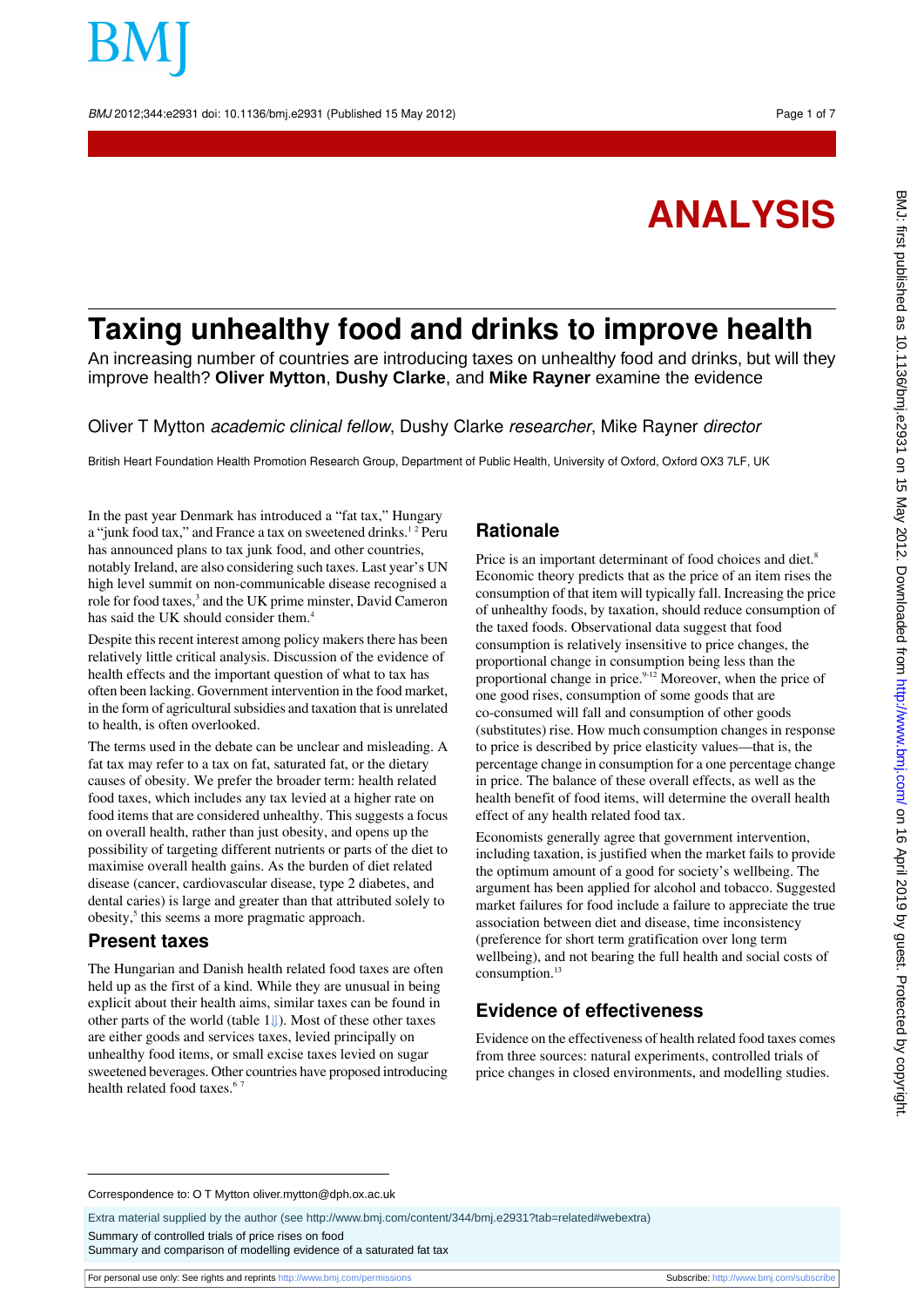# ANALYSIS

# Taxing unhealthy food and drinks to improve health

An increasing number of countries are introducing taxes on unhealthy food and drinks, but will they improve health? **Oliver Mytton**, **Dushy Clarke**, and **Mike Rayner** examine the evidence

Oliver T Mytton *academic clinical fellow*, Dushy Clarke *researcher*, Mike Rayner *director*

British Heart Foundation Health Promotion Research Group, Department of Public Health, University of Oxford, Oxford OX3 7LF, UK

In the past year Denmark has introduced a "fat tax," Hungary a "junk food tax," and France a tax on sweetened drinks.[1,2] Peru has announced plans to tax junk food, and other countries, notably Ireland, are also considering such taxes. Last year's UN high level summit on non-communicable disease recognised a role for food taxes,[3] and the UK prime minster, David Cameron has said the UK should consider them.[4]

Despite this recent interest among policy makers there has been relatively little critical analysis. Discussion of the evidence of health effects and the important question of what to tax has often been lacking. Government intervention in the food market, in the form of agricultural subsidies and taxation that is unrelated to health, is often overlooked.

The terms used in the debate can be unclear and misleading. A fat tax may refer to a tax on fat, saturated fat, or the dietary causes of obesity. We prefer the broader term: health related food taxes, which includes any tax levied at a higher rate on food items that are considered unhealthy. This suggests a focus on overall health, rather than just obesity, and opens up the possibility of targeting different nutrients or parts of the diet to maximise overall health gains. As the burden of diet related disease (cancer, cardiovascular disease, type 2 diabetes, and dental caries) is large and greater than that attributed solely to obesity,[5] this seems a more pragmatic approach.

## Present taxes

The Hungarian and Danish health related food taxes are often held up as the first of a kind. While they are unusual in being explicit about their health aims, similar taxes can be found in other parts of the world (table 1). Most of these other taxes are either goods and services taxes, levied principally on unhealthy food items, or small excise taxes levied on sugar sweetened beverages. Other countries have proposed introducing health related food taxes.[6,7]

## Rationale

Price is an important determinant of food choices and diet.[8] Economic theory predicts that as the price of an item rises the consumption of that item will typically fall. Increasing the price of unhealthy foods, by taxation, should reduce consumption of the taxed foods. Observational data suggest that food consumption is relatively insensitive to price changes, the proportional change in consumption being less than the proportional change in price.[9-12] Moreover, when the price of one good rises, consumption of some goods that are co-consumed will fall and consumption of other goods (substitutes) rise. How much consumption changes in response to price is described by price elasticity values—that is, the percentage change in consumption for a one percentage change in price. The balance of these overall effects, as well as the health benefit of food items, will determine the overall health effect of any health related food tax.

Economists generally agree that government intervention, including taxation, is justified when the market fails to provide the optimum amount of a good for society's wellbeing. The argument has been applied for alcohol and tobacco. Suggested market failures for food include a failure to appreciate the true association between diet and disease, time inconsistency (preference for short term gratification over long term wellbeing), and not bearing the full health and social costs of consumption.[13]

## Evidence of effectiveness

Evidence on the effectiveness of health related food taxes comes from three sources: natural experiments, controlled trials of price changes in closed environments, and modelling studies.

Correspondence to: O T Mytton oliver.mytton@dph.ox.ac.uk

Extra material supplied by the author (see http://www.bmj.com/content/344/bmj.e2931?tab=related#webextra)

Summary of controlled trials of price rises on food

Summary and comparison of modelling evidence of a saturated fat tax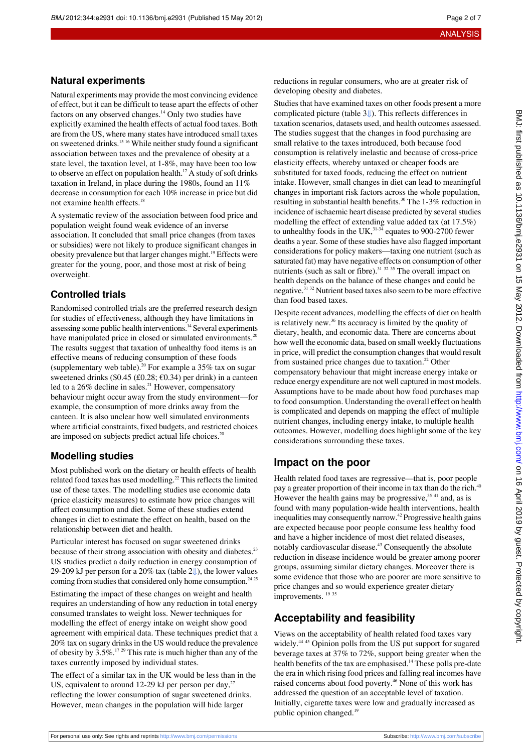## Natural experiments

Natural experiments may provide the most convincing evidence of effect, but it can be difficult to tease apart the effects of other factors on any observed changes.[14] Only two studies have explicitly examined the health effects of actual food taxes. Both are from the US, where many states have introduced small taxes on sweetened drinks.[15 16] While neither study found a significant association between taxes and the prevalence of obesity at a state level, the taxation level, at 1-8%, may have been too low to observe an effect on population health.[17] A study of soft drinks taxation in Ireland, in place during the 1980s, found an 11% decrease in consumption for each 10% increase in price but did not examine health effects.[18]

A systematic review of the association between food price and population weight found weak evidence of an inverse association. It concluded that small price changes (from taxes or subsidies) were not likely to produce significant changes in obesity prevalence but that larger changes might.[19] Effects were greater for the young, poor, and those most at risk of being overweight.

## Controlled trials

Randomised controlled trials are the preferred research design for studies of effectiveness, although they have limitations in assessing some public health interventions.[14] Several experiments have manipulated price in closed or simulated environments.[20] The results suggest that taxation of unhealthy food items is an effective means of reducing consumption of these foods (supplementary web table).[20] For example a 35% tax on sugar sweetened drinks ($0.45 (£0.28; €0.34) per drink) in a canteen led to a 26% decline in sales.[21] However, compensatory behaviour might occur away from the study environment—for example, the consumption of more drinks away from the canteen. It is also unclear how well simulated environments where artificial constraints, fixed budgets, and restricted choices are imposed on subjects predict actual life choices.[20]

## Modelling studies

Most published work on the dietary or health effects of health related food taxes has used modelling.[22] This reflects the limited use of these taxes. The modelling studies use economic data (price elasticity measures) to estimate how price changes will affect consumption and diet. Some of these studies extend changes in diet to estimate the effect on health, based on the relationship between diet and health.

Particular interest has focused on sugar sweetened drinks because of their strong association with obesity and diabetes.[23] US studies predict a daily reduction in energy consumption of 29-209 kJ per person for a 20% tax (table 2), the lower values coming from studies that considered only home consumption.[24 25]

Estimating the impact of these changes on weight and health requires an understanding of how any reduction in total energy consumed translates to weight loss. Newer techniques for modelling the effect of energy intake on weight show good agreement with empirical data. These techniques predict that a 20% tax on sugary drinks in the US would reduce the prevalence of obesity by 3.5%.[17 29] This rate is much higher than any of the taxes currently imposed by individual states.

The effect of a similar tax in the UK would be less than in the US, equivalent to around 12-29 kJ per person per day,[27] reflecting the lower consumption of sugar sweetened drinks. However, mean changes in the population will hide larger reductions in regular consumers, who are at greater risk of developing obesity and diabetes.

Studies that have examined taxes on other foods present a more complicated picture (table 3). This reflects differences in taxation scenarios, datasets used, and health outcomes assessed. The studies suggest that the changes in food purchasing are small relative to the taxes introduced, both because food consumption is relatively inelastic and because of cross-price elasticity effects, whereby untaxed or cheaper foods are substituted for taxed foods, reducing the effect on nutrient intake. However, small changes in diet can lead to meaningful changes in important risk factors across the whole population, resulting in substantial health benefits.[30] The 1-3% reduction in incidence of ischaemic heart disease predicted by several studies modelling the effect of extending value added tax (at 17.5%) to unhealthy foods in the UK,[31-34] equates to 900-2700 fewer deaths a year. Some of these studies have also flagged important considerations for policy makers—taxing one nutrient (such as saturated fat) may have negative effects on consumption of other nutrients (such as salt or fibre).[31 32 35] The overall impact on health depends on the balance of these changes and could be negative.[31 32] Nutrient based taxes also seem to be more effective than food based taxes.

Despite recent advances, modelling the effects of diet on health is relatively new.[36] Its accuracy is limited by the quality of dietary, health, and economic data. There are concerns about how well the economic data, based on small weekly fluctuations in price, will predict the consumption changes that would result from sustained price changes due to taxation.[22] Other compensatory behaviour that might increase energy intake or reduce energy expenditure are not well captured in most models. Assumptions have to be made about how food purchases map to food consumption. Understanding the overall effect on health is complicated and depends on mapping the effect of multiple nutrient changes, including energy intake, to multiple health outcomes. However, modelling does highlight some of the key considerations surrounding these taxes.

## Impact on the poor

Health related food taxes are regressive—that is, poor people pay a greater proportion of their income in tax than do the rich.[40] However the health gains may be progressive,[35 41] and, as is found with many population-wide health interventions, health inequalities may consequently narrow.[42] Progressive health gains are expected because poor people consume less healthy food and have a higher incidence of most diet related diseases, notably cardiovascular disease.[43] Consequently the absolute reduction in disease incidence would be greater among poorer groups, assuming similar dietary changes. Moreover there is some evidence that those who are poorer are more sensitive to price changes and so would experience greater dietary improvements.[19 35]

## Acceptability and feasibility

Views on the acceptability of health related food taxes vary widely.[44 45] Opinion polls from the US put support for sugared beverage taxes at 37% to 72%, support being greater when the health benefits of the tax are emphasised.[14] These polls pre-date the era in which rising food prices and falling real incomes have raised concerns about food poverty.[46] None of this work has addressed the question of an acceptable level of taxation. Initially, cigarette taxes were low and gradually increased as public opinion changed.[19]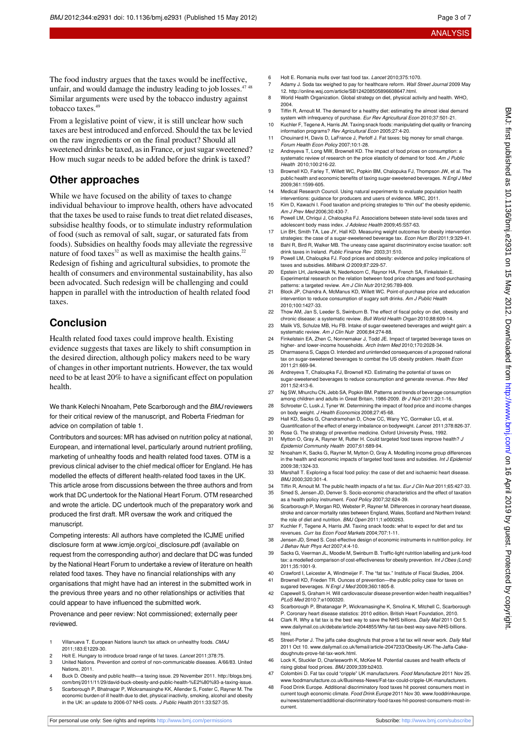The food industry argues that the taxes would be ineffective, unfair, and would damage the industry leading to job losses.[47,48] Similar arguments were used by the tobacco industry against tobacco taxes.[49]

From a legislative point of view, it is still unclear how such taxes are best introduced and enforced. Should the tax be levied on the raw ingredients or on the final product? Should all sweetened drinks be taxed, as in France, or just sugar sweetened? How much sugar needs to be added before the drink is taxed?

## Other approaches

While we have focused on the ability of taxes to change individual behaviour to improve health, others have advocated that the taxes be used to raise funds to treat diet related diseases, subsidise healthy foods, or to stimulate industry reformulation of food (such as removal of salt, sugar, or saturated fats from foods). Subsidies on healthy foods may alleviate the regressive nature of food taxes[32] as well as maximise the health gains.[22] Redesign of fishing and agricultural subsidies, to promote the health of consumers and environmental sustainability, has also been advocated. Such redesign will be challenging and could happen in parallel with the introduction of health related food taxes.

## Conclusion

Health related food taxes could improve health. Existing evidence suggests that taxes are likely to shift consumption in the desired direction, although policy makers need to be wary of changes in other important nutrients. However, the tax would need to be at least 20% to have a significant effect on population health.

We thank Kelechi Nnoaham, Pete Scarborough and the *BMJ* reviewers for their critical review of the manuscript, and Roberta Friedman for advice on compilation of table 1.

Contributors and sources: MR has advised on nutrition policy at national, European, and international level, particularly around nutrient profiling, marketing of unhealthy foods and health related food taxes. OTM is a previous clinical adviser to the chief medical officer for England. He has modelled the effects of different health-related food taxes in the UK. This article arose from discussions between the three authors and from work that DC undertook for the National Heart Forum. OTM researched and wrote the article. DC undertook much of the preparatory work and produced the first draft. MR oversaw the work and critiqued the manuscript.

Competing interests: All authors have completed the ICJME unified disclosure form at www.icmje.org/coi_disclosure.pdf (available on request from the corresponding author) and declare that DC was funded by the National Heart Forum to undertake a review of literature on health related food taxes. They have no financial relationships with any organisations that might have had an interest in the submitted work in the previous three years and no other relationships or activities that could appear to have influenced the submitted work.

Provenance and peer review: Not commissioned; externally peer reviewed.

1. Villanueva T. European Nations launch tax attack on unhealthy foods. *CMAJ* 2011;183:E1229-30.
2. Holt E. Hungary to introduce broad range of fat taxes. *Lancet* 2011;378:75.
3. United Nations. Prevention and control of non-communicable diseases. A/66/83. United Nations, 2011.
4. Buck D. Obesity and public health—a taxing issue. 29 November 2011. http://blogs.bmj.com/bmj/2011/11/29/david-buck-obesity-and-public-health-%E2%80%93-a-taxing-issue.
5. Scarborough P, Bhatnagar P, Wickramasinghe KK, Allender S, Foster C, Rayner M. The economic burden of ill health due to diet, physical inactivity, smoking, alcohol and obesity in the UK: an update to 2006-07 NHS costs. *J Public Health* 2011:33:527-35.
6. Holt E. Romania mulls over fast food tax. *Lancet* 2010;375:1070.
7. Adamy J. Soda tax weighed to pay for healthcare reform. *Wall Street Journal* 2009 May 12. http://online.wsj.com/article/SB124208505896608647.html.
8. World Health Organization. Global strategy on diet, physical activity and health. WHO, 2004.
9. Tiffin R, Arnoult M. The demand for a healthy diet: estimating the almost ideal demand system with infrequency of purchase. *Eur Rev Agricultural Econ* 2010;37:501-21.
10. Kuchler F, Tegene A, Harris JM. Taxing snack foods: manipulating diet quality or financing information programs? *Rev Agricultural Econ* 2005;27:4-20.
11. Chouinard H, Davis D, LaFrance J, Perloff J. Fat taxes: big money for small change. *Forum Health Econ Policy* 2007;10:1-28.
12. Andreyeva T, Long MW, Brownell KD. The impact of food prices on consumption: a systematic review of research on the price elasticity of demand for food. *Am J Public Health* 2010;100:216-22.
13. Brownell KD, Farley T, Willett WC, Popkin BM, Chaloupka FJ, Thompson JW, et al. The public health and economic benefits of taxing sugar-sweetened beverages. *N Engl J Med* 2009;361:1599-605.
14. Medical Research Council. Using natural experiments to evaluate population health interventions: guidance for producers and users of evidence. MRC, 2011.
15. Kim D, Kawachi I. Food taxation and pricing strategies to "thin out" the obesity epidemic. *Am J Prev Med* 2006;30:430-7.
16. Powell LM, Chriqui J, Chaloupka FJ. Associations between state-level soda taxes and adolescent body mass index. *J Adolesc Health* 2009;45:S57-63.
17. Lin BH, Smith TA, Lee JY, Hall KD. Measuring weight outcomes for obesity intervention strategies: the case of a sugar-sweetened beverage tax. *Econ Hum Biol* 2011;9:329-41.
18. Bahl R, Bird R, Walker MB. The uneasy case against discriminatory excise taxation: soft drink taxes in Ireland. *Public Finance Rev* 2003;31:510.
19. Powell LM, Chaloupka FJ. Food prices and obesity: evidence and policy implications of taxes and subsidies. *Millbank Q* 2009;87:229-57.
20. Epstein LH, Jankowiak N, Nederkoorn C, Raynor HA, French SA, Finkelstein E. Experimental research on the relation between food price changes and food-purchasing patterns: a targeted review. *Am J Clin Nutr* 2012;95:789-809.
21. Block JP, Chandra A, McManus KD, Willett WC. Point-of-purchase price and education intervention to reduce consumption of sugary soft drinks. *Am J Public Health* 2010;100:1427-33.
22. Thow AM, Jan S, Leeder S, Swinburn B. The effect of fiscal policy on diet, obesity and chronic disease: a systematic review. *Bull World Health Organ* 2010;88:609-14.
23. Malik VS, Schulze MB, Hu FB. Intake of sugar-sweetened beverages and weight gain: a systematic review. *Am J Clin Nutr* 2006;84:274-88.
24. Finkelstein EA, Zhen C, Nonnemaker J, Todd JE. Impact of targeted beverage taxes on higher- and lower-income households. *Arch Intern Med* 2010;170:2028-34.
25. Dharmasena S, Capps O. Intended and unintended consequences of a proposed national tax on sugar-sweetened beverages to combat the US obesity problem. *Health Econ* 2011;21:669-94.
26. Andreyeva T, Chaloupka FJ, Brownell KD. Estimating the potential of taxes on sugar-sweetened beverages to reduce consumption and generate revenue. *Prev Med* 2011;52:413-6.
27. Ng SW, Mhurchu CN, Jebb SA, Popkin BM. Patterns and trends of beverage consumption among children and adults in Great Britain, 1986-2009. *Br J Nutr* 2011;20:1-16.
28. Schroeter C, Lusk J, Tyner W. Determining the impact of food price and income changes on body weight. *J Health Economics* 2008;27:45-68.
29. Hall KD, Sacks G, Chandramohan D, Chow CC, Wany YC, Gormaker LG, et al. Quantification of the effect of energy imbalance on bodyweight. *Lancet* 2011;378:826-37.
30. Rose G. The strategy of preventive medicine. Oxford University Press, 1992.
31. Mytton O, Gray A, Rayner M, Rutter H. Could targeted food taxes improve health? *J Epidemiol Community Health* 2007;61:689-94.
32. Nnoaham K, Sacks G, Rayner M, Mytton O, Gray A. Modelling income group differences in the health and economic impacts of targeted food taxes and subsidies. *Int J Epidemiol* 2009:38;1324-33.
33. Marshall T. Exploring a fiscal food policy: the case of diet and ischaemic heart disease. *BMJ* 2000;320:301-4.
34. Tiffin R, Arnoult M. The public health impacts of a fat tax. *Eur J Clin Nutr* 2011;65:427-33.
35. Smed S, Jensen JD, Denver S. Socio-economic characteristics and the effect of taxation as a health policy instrument. *Food Policy* 2007;32:624-39.
36. Scarborough P, Morgan RD, Webster P, Rayner M. Differences in coronary heart disease, stroke and cancer mortality rates between England, Wales, Scotland and Northern Ireland: the role of diet and nutrition. *BMJ Open* 2011;1:e000263.
37. Kuchler F, Tegene A, Harris JM. Taxing snack foods: what to expect for diet and tax revenues. *Curr Iss Econ Food Markets* 2004;707:1-11.
38. Jensen JD, Smed S. Cost-effective design of economic instruments in nutrition policy. *Int J Behav Nutr Phys Act* 2007;4:4-10.
39. Sacks G, Veerman JL, Moodie M, Swinburn B. Traffic-light nutrition labelling and junk-food tax: a modelled comparison of cost-effectiveness for obesity prevention. *Int J Obes (Lond)* 2011;35:1001-9.
40. Crawford I, Leicester A, Windmeijer F. The "fat tax." Institute of Fiscal Studies, 2004.
41. Brownell KD, Frieden TR. Ounces of prevention—the public policy case for taxes on sugared beverages. *N Engl J Med* 2009;360:1805-8.
42. Capewell S, Graham H. Will cardiovascular disease prevention widen health inequalities? *PLoS Med* 2010:7:e1000320.
43. Scarborough P, Bhatanagar P, Wickramasinghe K, Smolina K, Mitchell C, Scarborough P. Coronary heart disease statistics: 2010 edition. British Heart Foundation, 2010.
44. Clark R. Why a fat tax is the best way to save the NHS billions. *Daily Mail* 2011 Oct 5. www.dailymail.co.uk/debate/article-2044855/Why-fat-tax-best-way-save-NHS-billions.html.
45. Street-Porter J. The jaffa cake doughnuts that prove a fat tax will never work. *Daily Mail* 2011 Oct 10. www.dailymail.co.uk/femail/article-2047233/Obesity-UK-The-Jaffa-Cake-doughnuts-prove-fat-tax-work.html.
46. Lock K, Stuckler D, Charlesworth K, McKee M. Potential causes and health effects of rising global food prices. *BMJ* 2009;339:b2403.
47. Colombini D. Fat tax could "cripple" UK manufacturers. *Food Manufacture* 2011 Nov 25. www.foodmanufacture.co.uk/Business-News/Fat-tax-could-cripple-UK-manufacturers.
48. Food Drink Europe. Additional discriminatory food taxes hit poorest consumers most in current tough economic climate. *Food Drink Europe* 2011 Nov 30. www.fooddrinkeurope.eu/news/statement/additional-discriminatory-food-taxes-hit-poorest-consumers-most-in-current.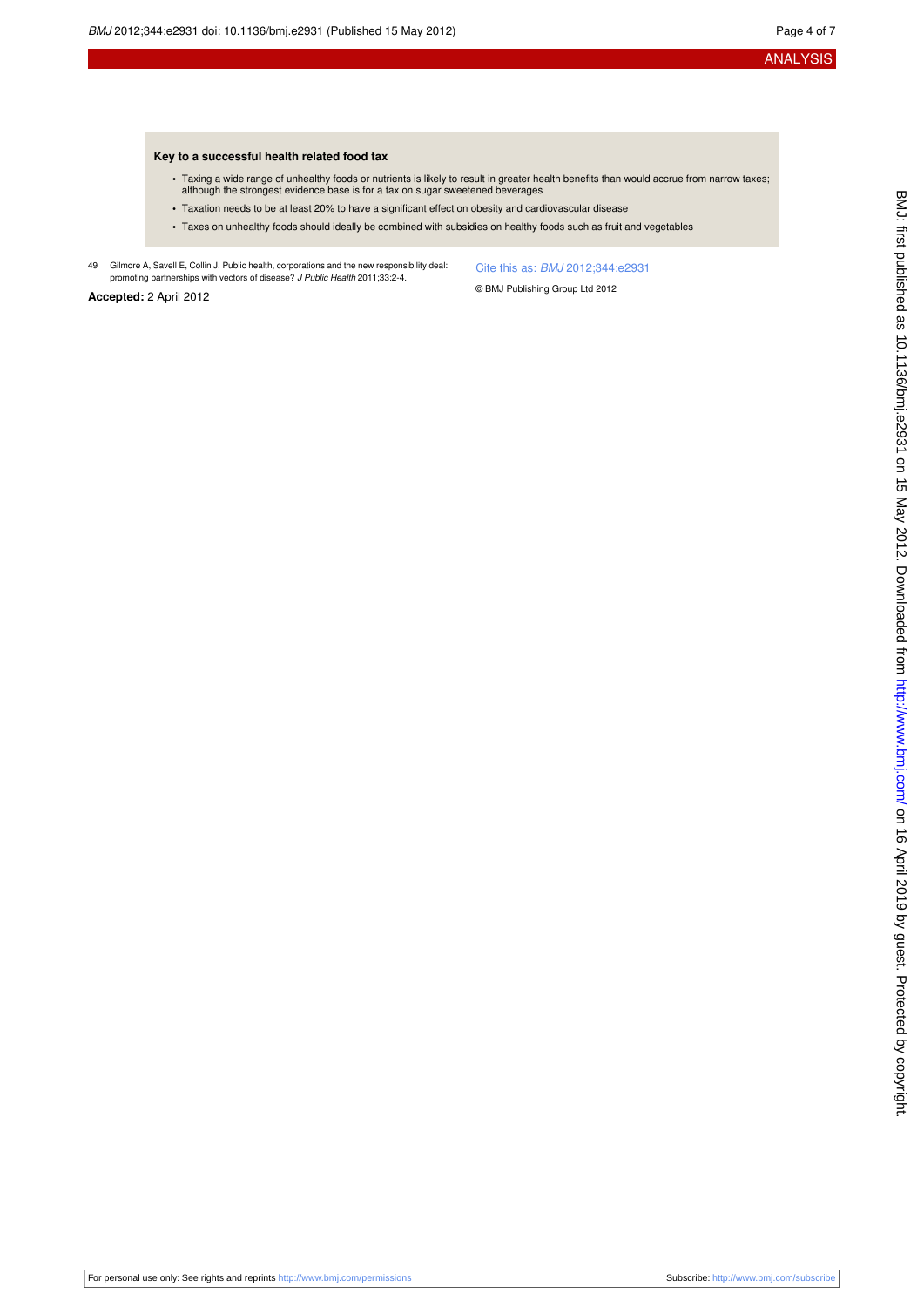### Key to a successful health related food tax

- Taxing a wide range of unhealthy foods or nutrients is likely to result in greater health benefits than would accrue from narrow taxes; although the strongest evidence base is for a tax on sugar sweetened beverages
- Taxation needs to be at least 20% to have a significant effect on obesity and cardiovascular disease
- Taxes on unhealthy foods should ideally be combined with subsidies on healthy foods such as fruit and vegetables

49 Gilmore A, Savell E, Collin J. Public health, corporations and the new responsibility deal: promoting partnerships with vectors of disease? *J Public Health* 2011;33:2-4.

**Accepted:** 2 April 2012

Cite this as: *BMJ* 2012;344:e2931

© BMJ Publishing Group Ltd 2012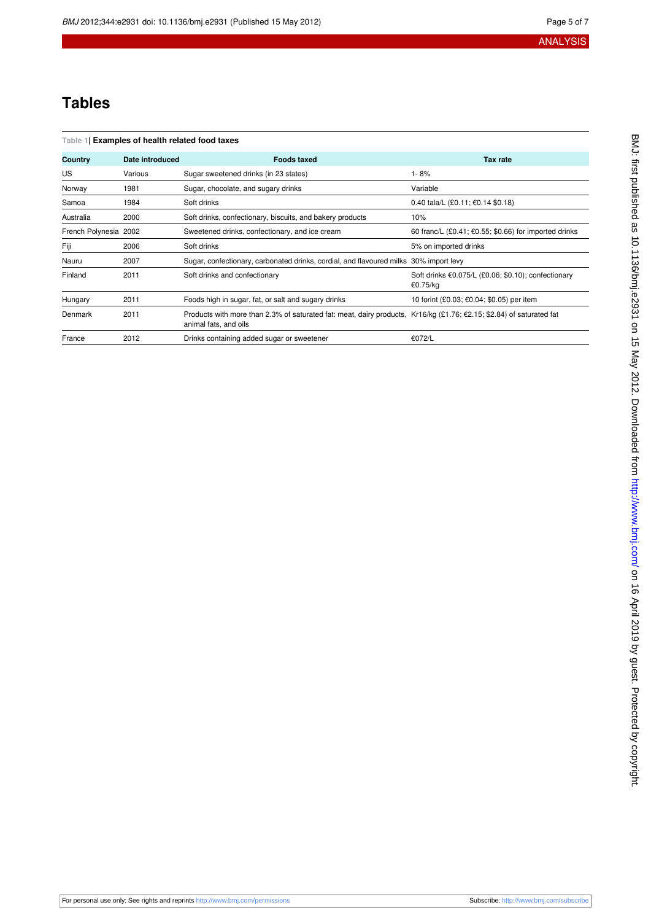# Tables

**Table 1| Examples of health related food taxes**

| Country | Date introduced | Foods taxed | Tax rate |
|---|---|---|---|
| US | Various | Sugar sweetened drinks (in 23 states) | 1- 8% |
| Norway | 1981 | Sugar, chocolate, and sugary drinks | Variable |
| Samoa | 1984 | Soft drinks | 0.40 tala/L (£0.11; €0.14 $0.18) |
| Australia | 2000 | Soft drinks, confectionary, biscuits, and bakery products | 10% |
| French Polynesia | 2002 | Sweetened drinks, confectionary, and ice cream | 60 franc/L (£0.41; €0.55; $0.66) for imported drinks |
| Fiji | 2006 | Soft drinks | 5% on imported drinks |
| Nauru | 2007 | Sugar, confectionary, carbonated drinks, cordial, and flavoured milks | 30% import levy |
| Finland | 2011 | Soft drinks and confectionary | Soft drinks €0.075/L (£0.06; $0.10); confectionary €0.75/kg |
| Hungary | 2011 | Foods high in sugar, fat, or salt and sugary drinks | 10 forint (£0.03; €0.04; $0.05) per item |
| Denmark | 2011 | Products with more than 2.3% of saturated fat: meat, dairy products, animal fats, and oils | Kr16/kg (£1.76; €2.15; $2.84) of saturated fat |
| France | 2012 | Drinks containing added sugar or sweetener | €072/L |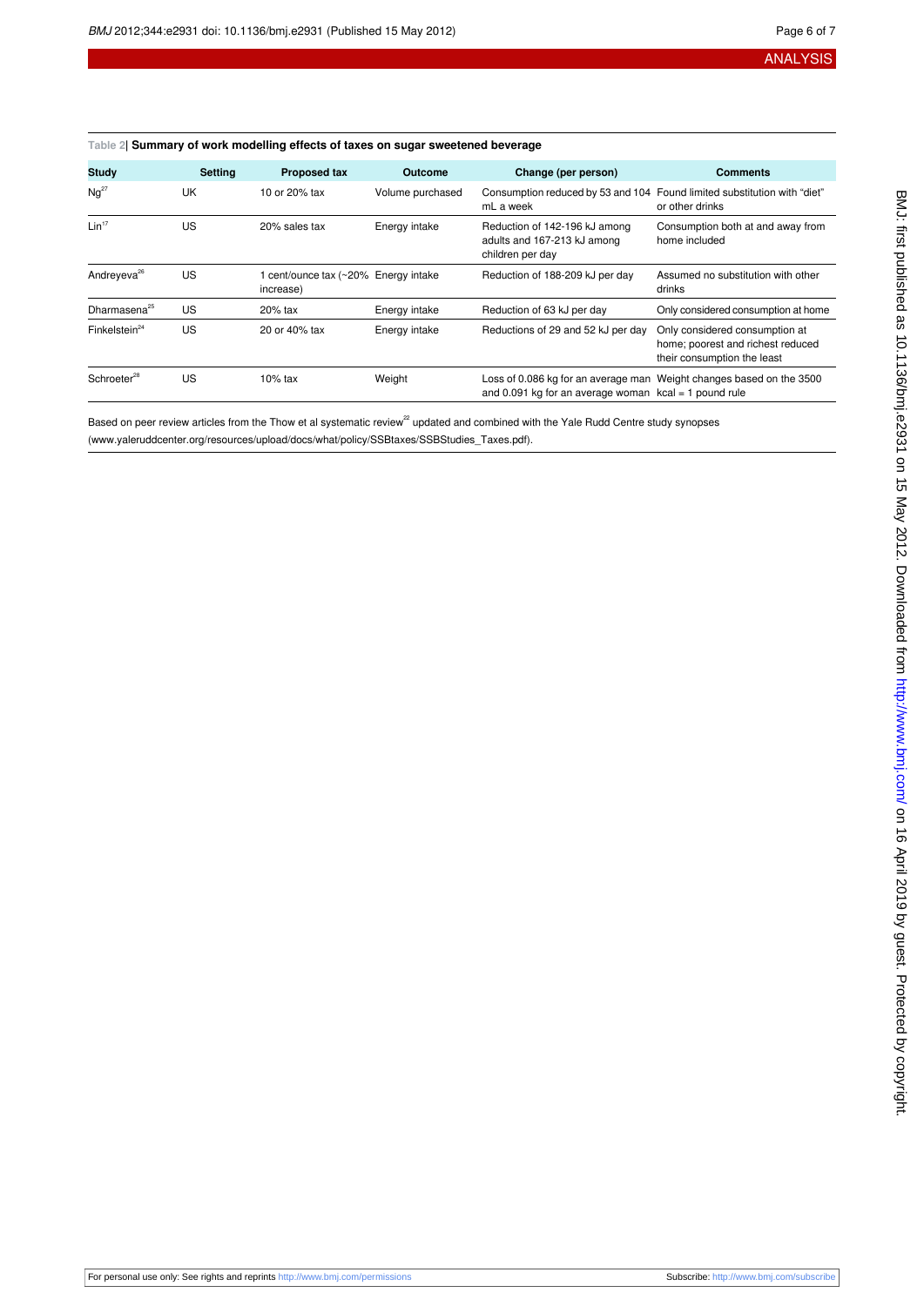Table 2| **Summary of work modelling effects of taxes on sugar sweetened beverage**

| Study | Setting | Proposed tax | Outcome | Change (per person) | Comments |
|---|---|---|---|---|---|
| Ng[27] | UK | 10 or 20% tax | Volume purchased | Consumption reduced by 53 and 104 mL a week | Found limited substitution with "diet" or other drinks |
| Lin[17] | US | 20% sales tax | Energy intake | Reduction of 142-196 kJ among adults and 167-213 kJ among children per day | Consumption both at and away from home included |
| Andreyeva[26] | US | 1 cent/ounce tax (~20% increase) | Energy intake | Reduction of 188-209 kJ per day | Assumed no substitution with other drinks |
| Dharmasena[25] | US | 20% tax | Energy intake | Reduction of 63 kJ per day | Only considered consumption at home |
| Finkelstein[24] | US | 20 or 40% tax | Energy intake | Reductions of 29 and 52 kJ per day | Only considered consumption at home; poorest and richest reduced their consumption the least |
| Schroeter[28] | US | 10% tax | Weight | Loss of 0.086 kg for an average man and 0.091 kg for an average woman | Weight changes based on the 3500 kcal = 1 pound rule |

Based on peer review articles from the Thow et al systematic review[22] updated and combined with the Yale Rudd Centre study synopses (www.yaleruddcenter.org/resources/upload/docs/what/policy/SSBtaxes/SSBStudies_Taxes.pdf).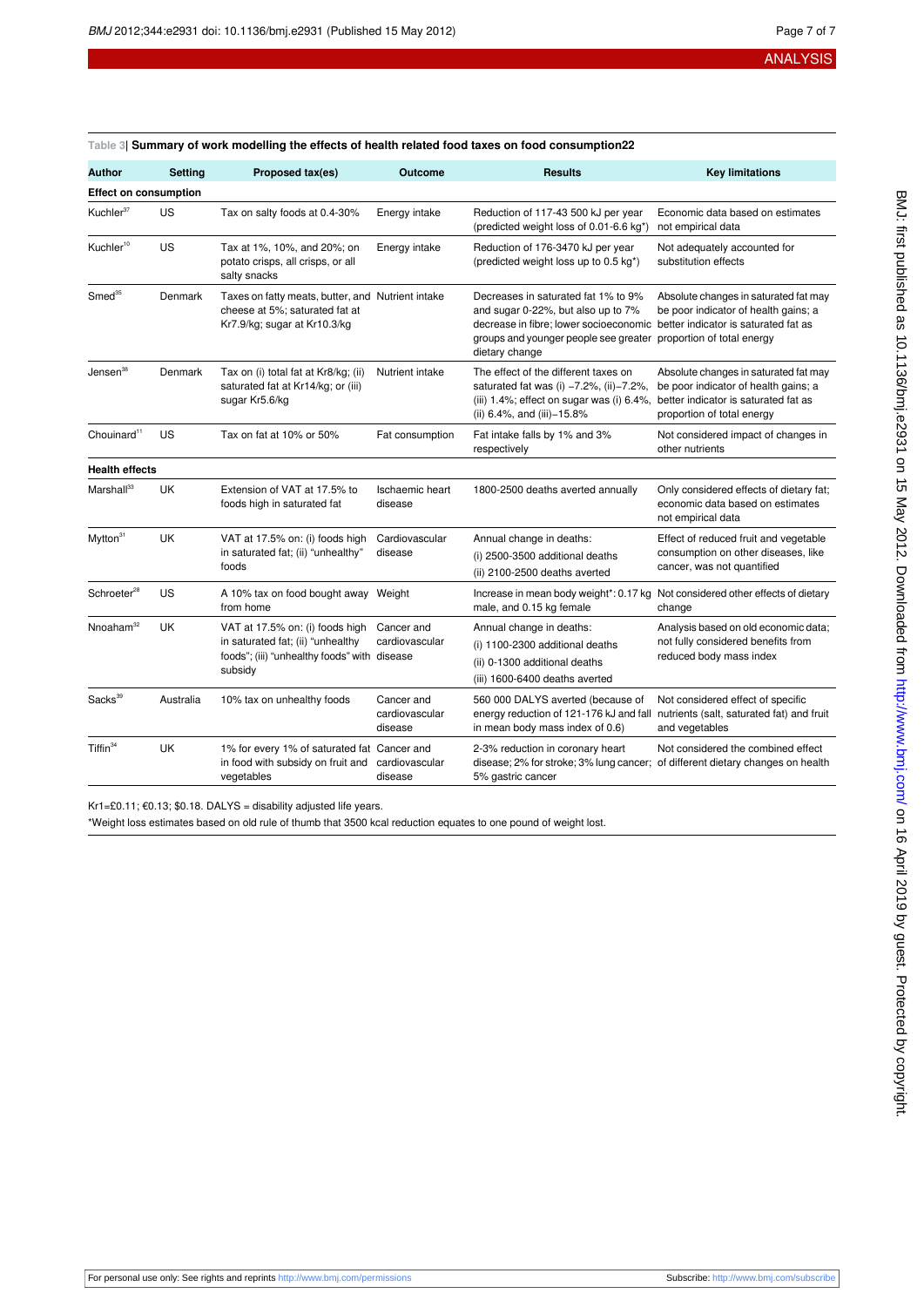Table 3| Summary of work modelling the effects of health related food taxes on food consumption22

| Author | Setting | Proposed tax(es) | Outcome | Results | Key limitations |
|---|---|---|---|---|---|
| **Effect on consumption** | | | | | |
| Kuchler[37] | US | Tax on salty foods at 0.4-30% | Energy intake | Reduction of 117-43 500 kJ per year (predicted weight loss of 0.01-6.6 kg*) | Economic data based on estimates not empirical data |
| Kuchler[10] | US | Tax at 1%, 10%, and 20%; on potato crisps, all crisps, or all salty snacks | Energy intake | Reduction of 176-3470 kJ per year (predicted weight loss up to 0.5 kg*) | Not adequately accounted for substitution effects |
| Smed[35] | Denmark | Taxes on fatty meats, butter, and cheese at 5%; saturated fat at Kr7.9/kg; sugar at Kr10.3/kg | Nutrient intake | Decreases in saturated fat 1% to 9% and sugar 0-22%, but also up to 7% decrease in fibre; lower socioeconomic groups and younger people see greater dietary change | Absolute changes in saturated fat may be poor indicator of health gains; a better indicator is saturated fat as proportion of total energy |
| Jensen[38] | Denmark | Tax on (i) total fat at Kr8/kg; (ii) saturated fat at Kr14/kg; or (iii) sugar Kr5.6/kg | Nutrient intake | The effect of the different taxes on saturated fat was (i) −7.2%, (ii)−7.2%, (iii) 1.4%; effect on sugar was (i) 6.4%, (ii) 6.4%, and (iii)−15.8% | Absolute changes in saturated fat may be poor indicator of health gains; a better indicator is saturated fat as proportion of total energy |
| Chouinard[11] | US | Tax on fat at 10% or 50% | Fat consumption | Fat intake falls by 1% and 3% respectively | Not considered impact of changes in other nutrients |
| **Health effects** | | | | | |
| Marshall[33] | UK | Extension of VAT at 17.5% to foods high in saturated fat | Ischaemic heart disease | 1800-2500 deaths averted annually | Only considered effects of dietary fat; economic data based on estimates not empirical data |
| Mytton[31] | UK | VAT at 17.5% on: (i) foods high in saturated fat; (ii) "unhealthy" foods | Cardiovascular disease | Annual change in deaths: (i) 2500-3500 additional deaths (ii) 2100-2500 deaths averted | Effect of reduced fruit and vegetable consumption on other diseases, like cancer, was not quantified |
| Schroeter[28] | US | A 10% tax on food bought away from home | Weight | Increase in mean body weight*: 0.17 kg male, and 0.15 kg female | Not considered other effects of dietary change |
| Nnoaham[32] | UK | VAT at 17.5% on: (i) foods high in saturated fat; (ii) "unhealthy foods"; (iii) "unhealthy foods" with subsidy | Cancer and cardiovascular disease | Annual change in deaths: (i) 1100-2300 additional deaths (ii) 0-1300 additional deaths (iii) 1600-6400 deaths averted | Analysis based on old economic data; not fully considered benefits from reduced body mass index |
| Sacks[39] | Australia | 10% tax on unhealthy foods | Cancer and cardiovascular disease | 560 000 DALYS averted (because of energy reduction of 121-176 kJ and fall in mean body mass index of 0.6) | Not considered effect of specific nutrients (salt, saturated fat) and fruit and vegetables |
| Tiffin[34] | UK | 1% for every 1% of saturated fat in food with subsidy on fruit and vegetables | Cancer and cardiovascular disease | 2-3% reduction in coronary heart disease; 2% for stroke; 3% lung cancer; 5% gastric cancer | Not considered the combined effect of different dietary changes on health |

Kr1=£0.11; €0.13; $0.18. DALYS = disability adjusted life years.

*Weight loss estimates based on old rule of thumb that 3500 kcal reduction equates to one pound of weight lost.